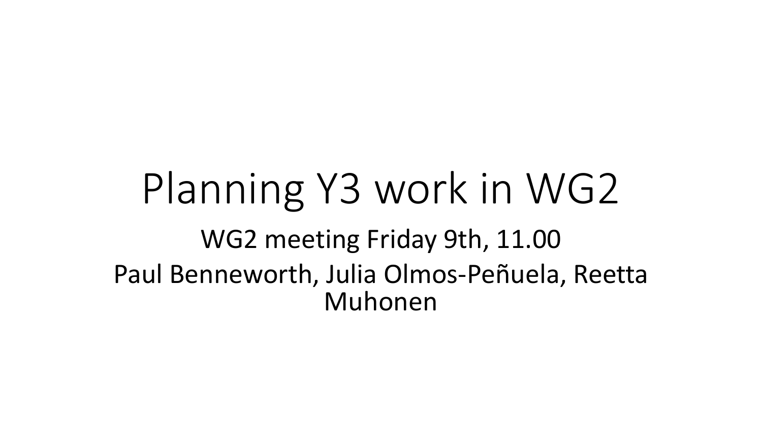# Planning Y3 work in WG2

WG2 meeting Friday 9th, 11.00

Paul Benneworth, Julia Olmos-Peñuela, Reetta Muhonen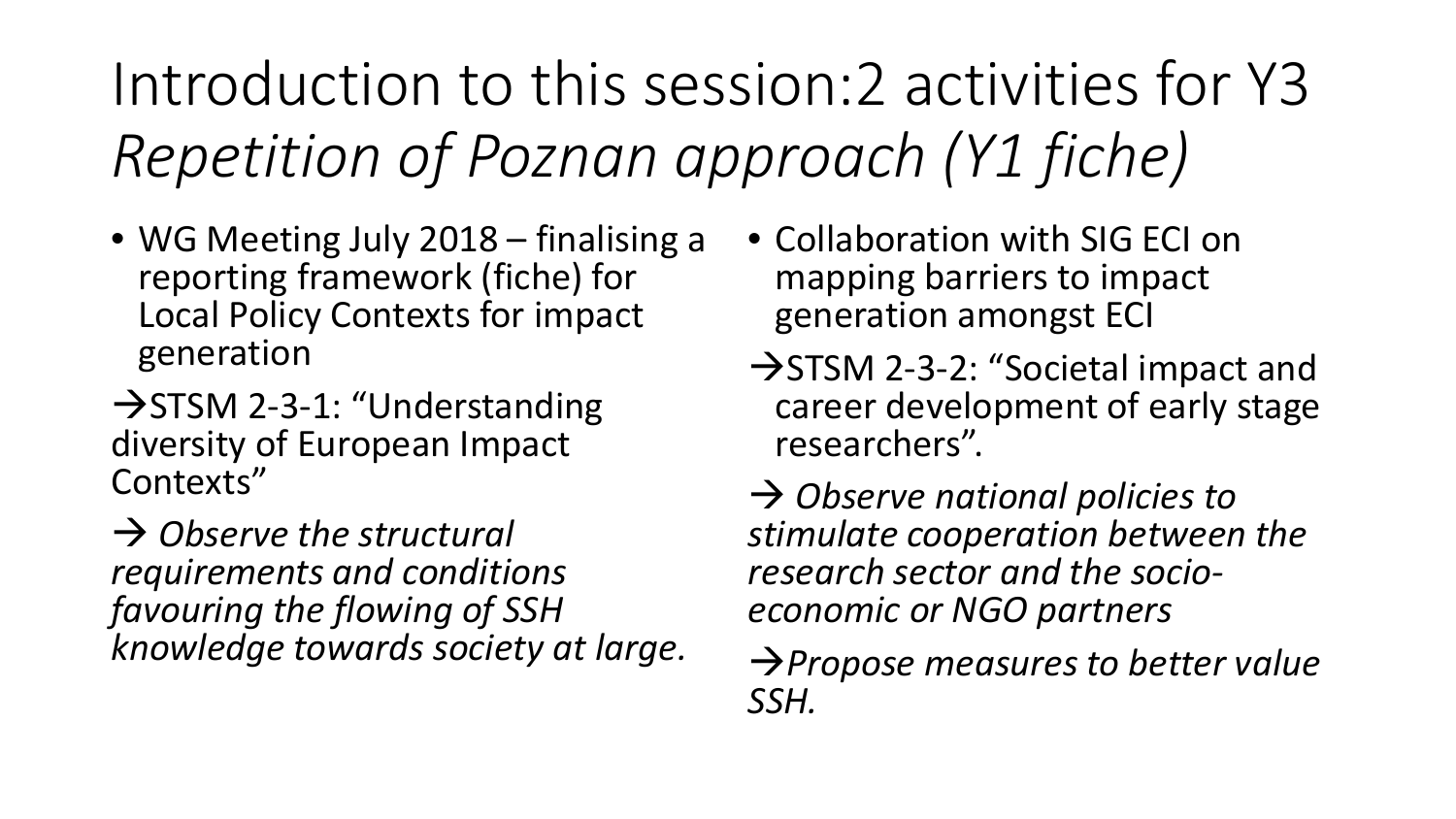# Introduction to this session:2 activities for Y3 *Repetition of Poznan approach (Y1 fiche)*

- WG Meeting July 2018 – finalising a reporting framework (fiche) for Local Policy Contexts for impact generation

→STSM 2-3-1: "Understanding diversity of European Impact Contexts"

→ *Observe the structural requirements and conditions favouring the flowing of SSH knowledge towards society at large.*

- Collaboration with SIG ECI on mapping barriers to impact generation amongst ECI

→STSM 2-3-2: "Societal impact and career development of early stage researchers".

→ *Observe national policies to stimulate cooperation between the research sector and the socio-economic or NGO partners*

→*Propose measures to better value SSH.*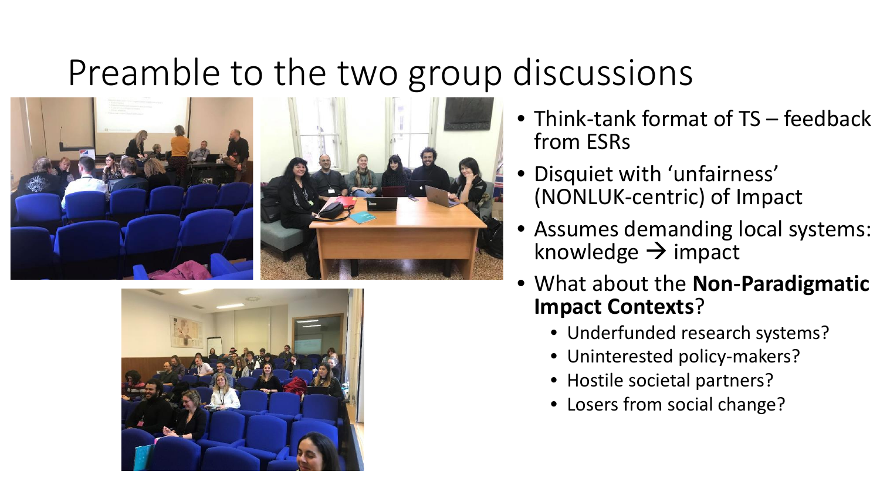# Preamble to the two group discussions

- Think-tank format of TS – feedback from ESRs
- Disquiet with 'unfairness' (NONLUK-centric) of Impact
- Assumes demanding local systems: knowledge → impact
- What about the **Non-Paradigmatic Impact Contexts**?
  - Underfunded research systems?
  - Uninterested policy-makers?
  - Hostile societal partners?
  - Losers from social change?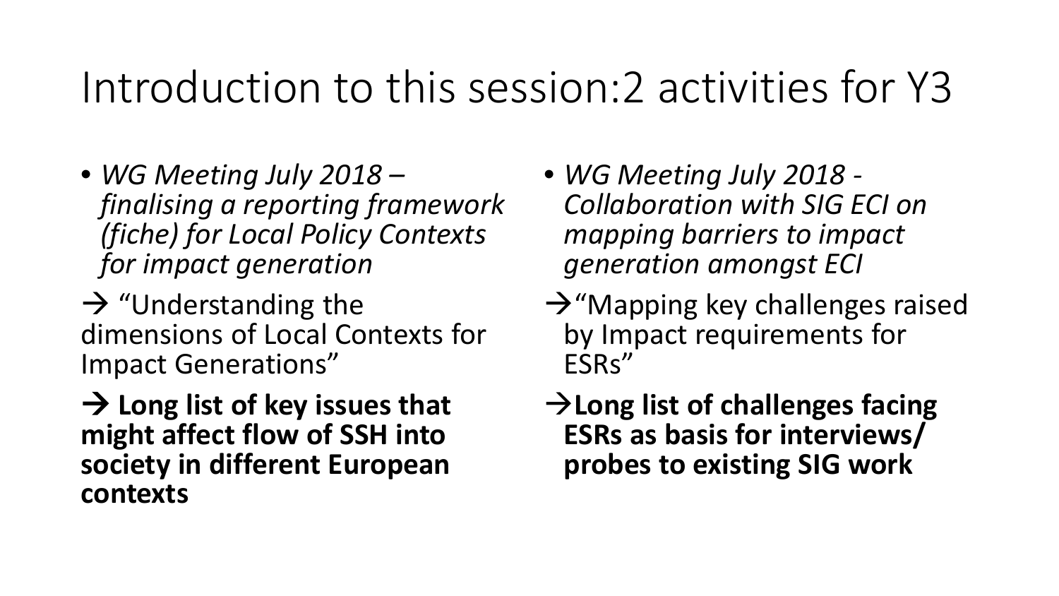# Introduction to this session:2 activities for Y3

- *WG Meeting July 2018 – finalising a reporting framework (fiche) for Local Policy Contexts for impact generation*

→ "Understanding the dimensions of Local Contexts for Impact Generations"

**→ Long list of key issues that might affect flow of SSH into society in different European contexts**

- *WG Meeting July 2018 - Collaboration with SIG ECI on mapping barriers to impact generation amongst ECI*

→"Mapping key challenges raised by Impact requirements for ESRs"

**→Long list of challenges facing ESRs as basis for interviews/ probes to existing SIG work**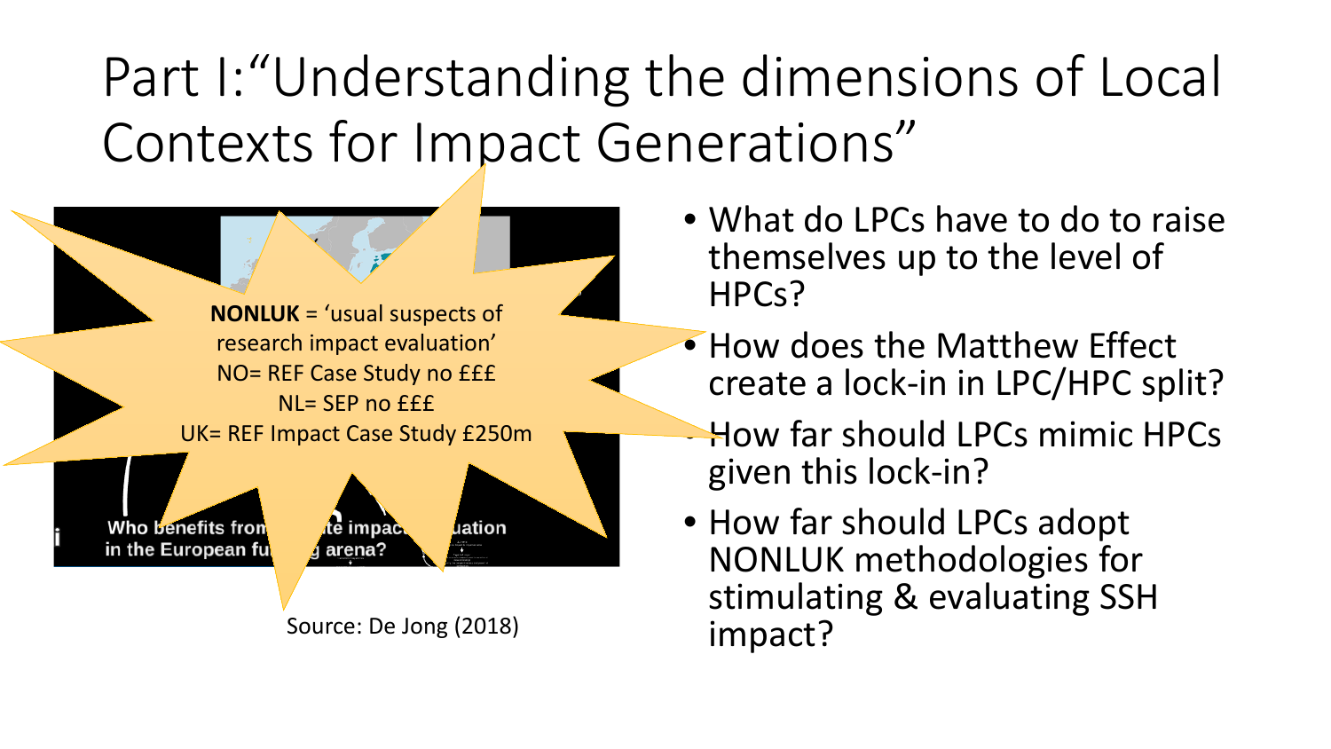# Part I: "Understanding the dimensions of Local Contexts for Impact Generations"

**NONLUK** = 'usual suspects of research impact evaluation'
NO= REF Case Study no £££
NL= SEP no £££
UK= REF Impact Case Study £250m

Who benefits from ... te impac... uation in the European fu... g arena?

Source: De Jong (2018)

- What do LPCs have to do to raise themselves up to the level of HPCs?
- How does the Matthew Effect create a lock-in in LPC/HPC split?
- How far should LPCs mimic HPCs given this lock-in?
- How far should LPCs adopt NONLUK methodologies for stimulating & evaluating SSH impact?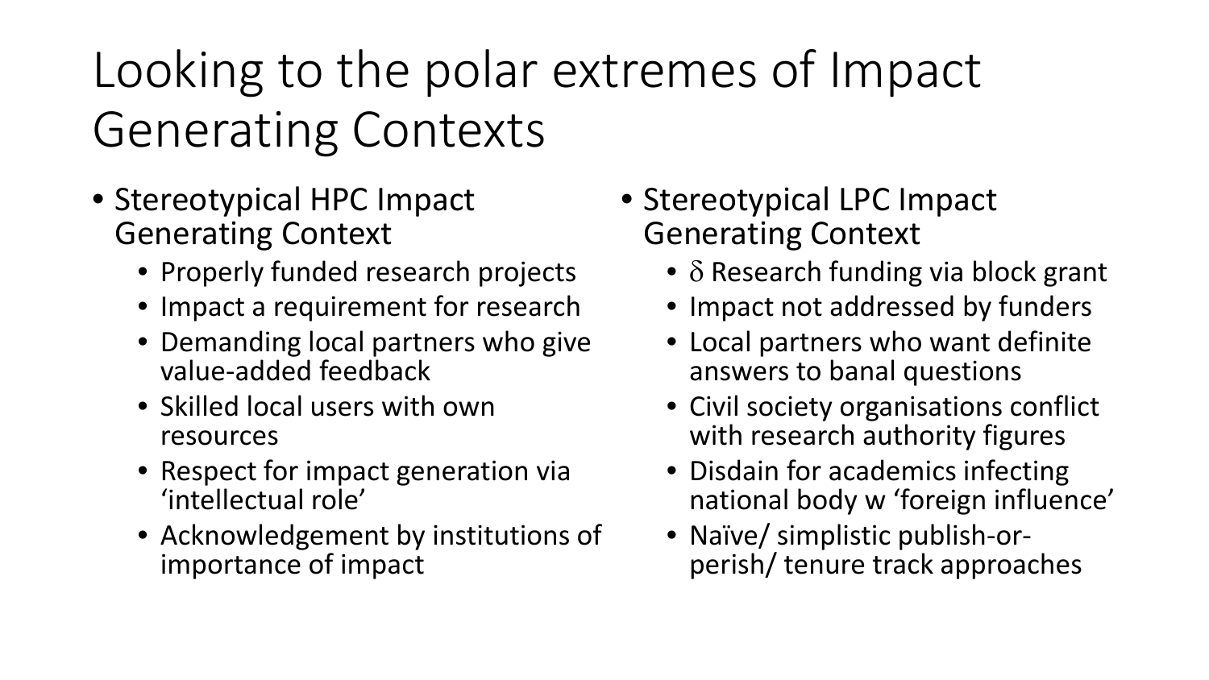# Looking to the polar extremes of Impact Generating Contexts

- Stereotypical HPC Impact Generating Context
  - Properly funded research projects
  - Impact a requirement for research
  - Demanding local partners who give value-added feedback
  - Skilled local users with own resources
  - Respect for impact generation via ‘intellectual role’
  - Acknowledgement by institutions of importance of impact

- Stereotypical LPC Impact Generating Context
  - $\delta$ Research funding via block grant
  - Impact not addressed by funders
  - Local partners who want definite answers to banal questions
  - Civil society organisations conflict with research authority figures
  - Disdain for academics infecting national body w ‘foreign influence’
  - Naïve/ simplistic publish-or-perish/ tenure track approaches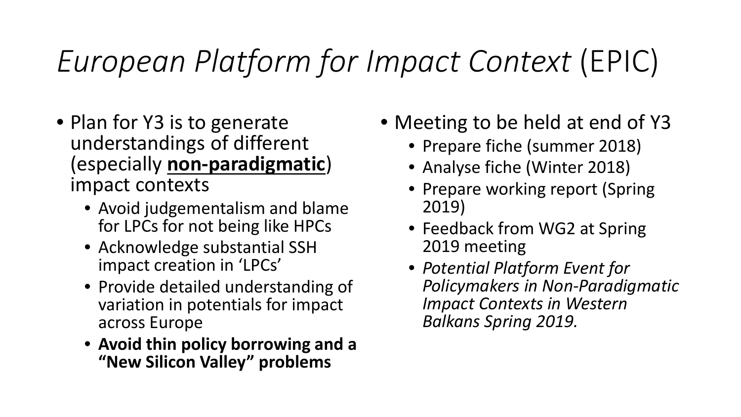# *European Platform for Impact Context* (EPIC)

- Plan for Y3 is to generate understandings of different (especially **non-paradigmatic**) impact contexts
  - Avoid judgementalism and blame for LPCs for not being like HPCs
  - Acknowledge substantial SSH impact creation in 'LPCs'
  - Provide detailed understanding of variation in potentials for impact across Europe
  - **Avoid thin policy borrowing and a "New Silicon Valley" problems**
- Meeting to be held at end of Y3
  - Prepare fiche (summer 2018)
  - Analyse fiche (Winter 2018)
  - Prepare working report (Spring 2019)
  - Feedback from WG2 at Spring 2019 meeting
  - *Potential Platform Event for Policymakers in Non-Paradigmatic Impact Contexts in Western Balkans Spring 2019.*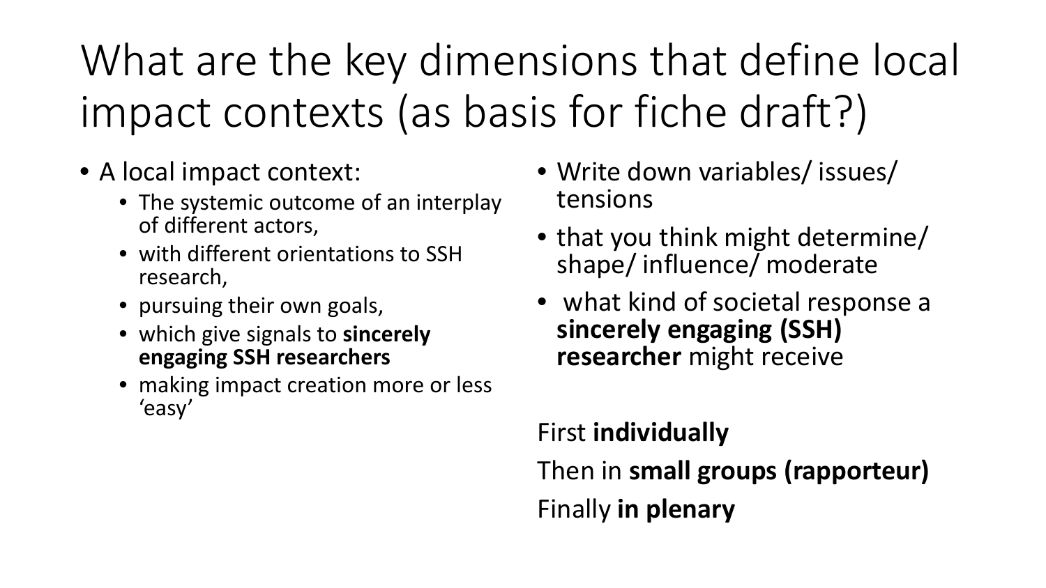# What are the key dimensions that define local impact contexts (as basis for fiche draft?)

- A local impact context:
  - The systemic outcome of an interplay of different actors,
  - with different orientations to SSH research,
  - pursuing their own goals,
  - which give signals to **sincerely engaging SSH researchers**
  - making impact creation more or less 'easy'

- Write down variables/ issues/ tensions
- that you think might determine/ shape/ influence/ moderate
- what kind of societal response a **sincerely engaging (SSH) researcher** might receive

First **individually**

Then in **small groups (rapporteur)**

Finally **in plenary**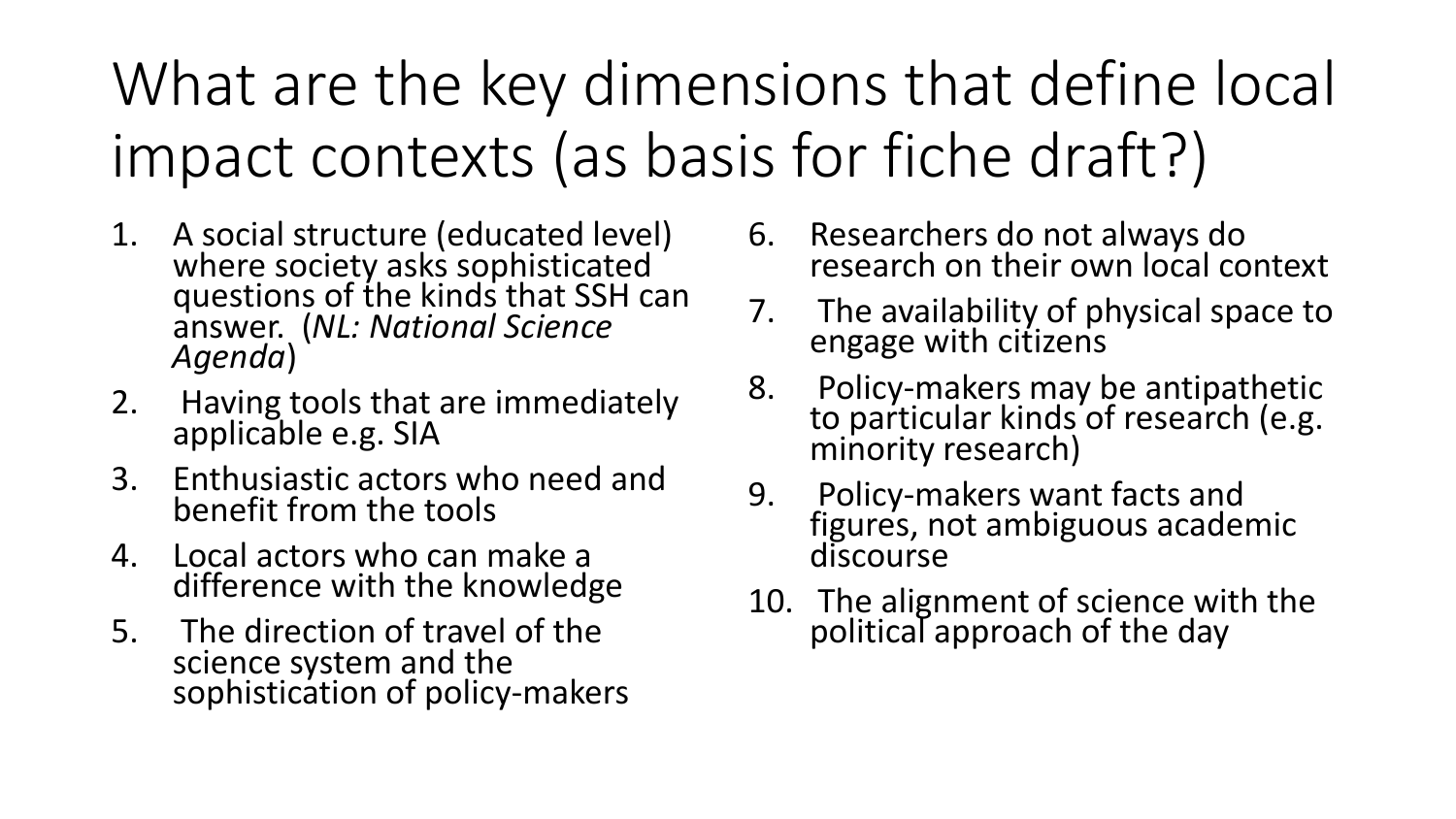# What are the key dimensions that define local impact contexts (as basis for fiche draft?)

1. A social structure (educated level) where society asks sophisticated questions of the kinds that SSH can answer. (*NL: National Science Agenda*)
2. Having tools that are immediately applicable e.g. SIA
3. Enthusiastic actors who need and benefit from the tools
4. Local actors who can make a difference with the knowledge
5. The direction of travel of the science system and the sophistication of policy-makers
6. Researchers do not always do research on their own local context
7. The availability of physical space to engage with citizens
8. Policy-makers may be antipathetic to particular kinds of research (e.g. minority research)
9. Policy-makers want facts and figures, not ambiguous academic discourse
10. The alignment of science with the political approach of the day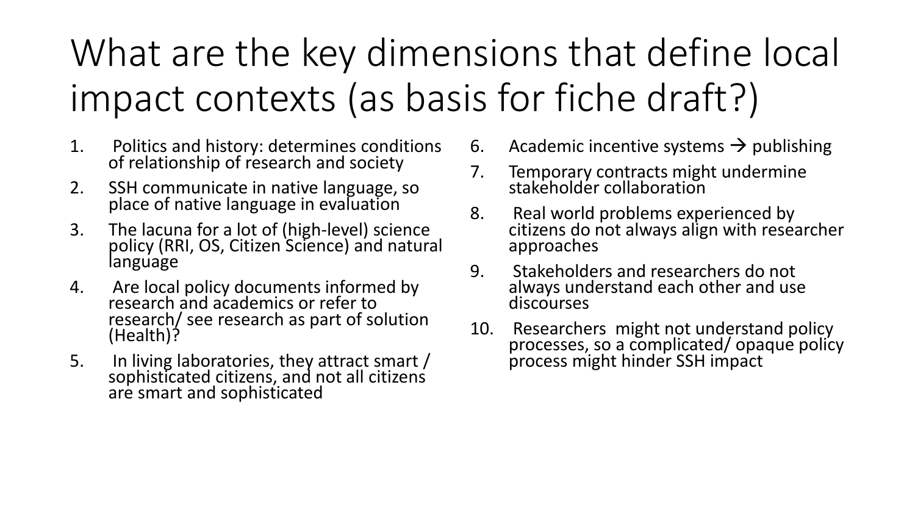# What are the key dimensions that define local impact contexts (as basis for fiche draft?)

1. Politics and history: determines conditions of relationship of research and society
2. SSH communicate in native language, so place of native language in evaluation
3. The lacuna for a lot of (high-level) science policy (RRI, OS, Citizen Science) and natural language
4. Are local policy documents informed by research and academics or refer to research/ see research as part of solution (Health)?
5. In living laboratories, they attract smart / sophisticated citizens, and not all citizens are smart and sophisticated
6. Academic incentive systems → publishing
7. Temporary contracts might undermine stakeholder collaboration
8. Real world problems experienced by citizens do not always align with researcher approaches
9. Stakeholders and researchers do not always understand each other and use discourses
10. Researchers might not understand policy processes, so a complicated/ opaque policy process might hinder SSH impact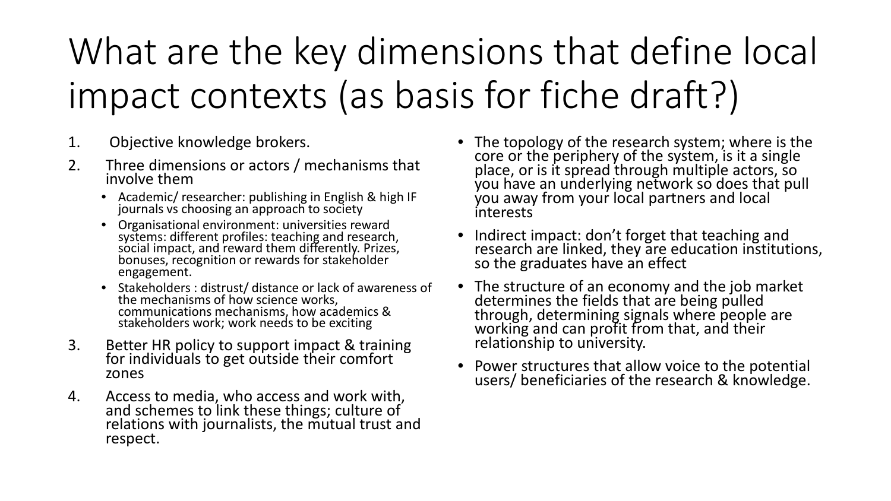# What are the key dimensions that define local impact contexts (as basis for fiche draft?)

1. Objective knowledge brokers.
2. Three dimensions or actors / mechanisms that involve them
   - Academic/ researcher: publishing in English & high IF journals vs choosing an approach to society
   - Organisational environment: universities reward systems: different profiles: teaching and research, social impact, and reward them differently. Prizes, bonuses, recognition or rewards for stakeholder engagement.
   - Stakeholders : distrust/ distance or lack of awareness of the mechanisms of how science works, communications mechanisms, how academics & stakeholders work; work needs to be exciting
3. Better HR policy to support impact & training for individuals to get outside their comfort zones
4. Access to media, who access and work with, and schemes to link these things; culture of relations with journalists, the mutual trust and respect.

- The topology of the research system; where is the core or the periphery of the system, is it a single place, or is it spread through multiple actors, so you have an underlying network so does that pull you away from your local partners and local interests
- Indirect impact: don't forget that teaching and research are linked, they are education institutions, so the graduates have an effect
- The structure of an economy and the job market determines the fields that are being pulled through, determining signals where people are working and can profit from that, and their relationship to university.
- Power structures that allow voice to the potential users/ beneficiaries of the research & knowledge.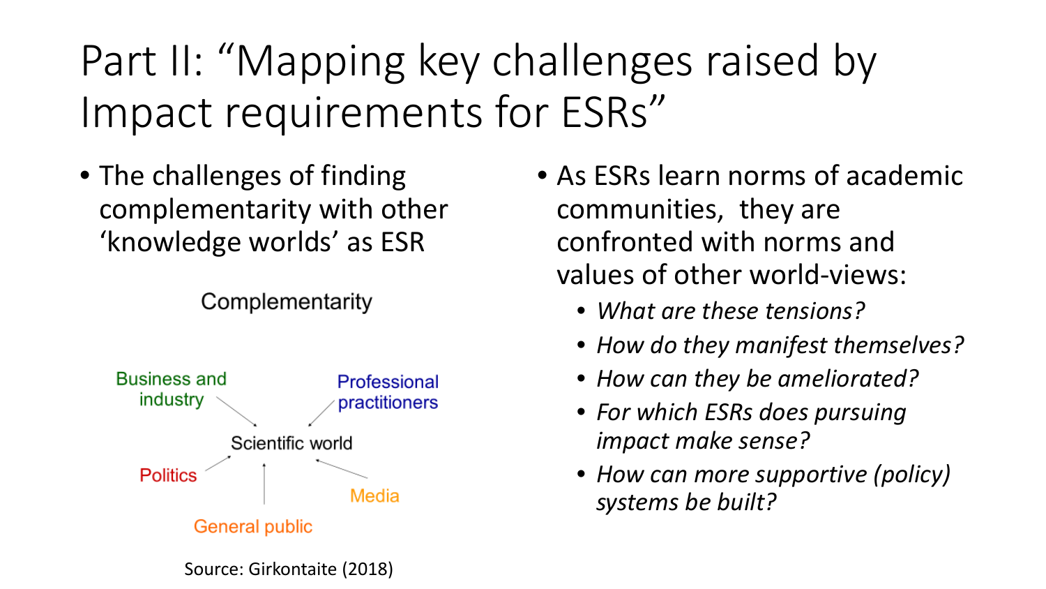# Part II: "Mapping key challenges raised by Impact requirements for ESRs"

- The challenges of finding complementarity with other 'knowledge worlds' as ESR

Complementarity

Business and industry

Professional practitioners

Scientific world

Politics

Media

General public

Source: Girkontaite (2018)

- As ESRs learn norms of academic communities, they are confronted with norms and values of other world-views:
  - *What are these tensions?*
  - *How do they manifest themselves?*
  - *How can they be ameliorated?*
  - *For which ESRs does pursuing impact make sense?*
  - *How can more supportive (policy) systems be built?*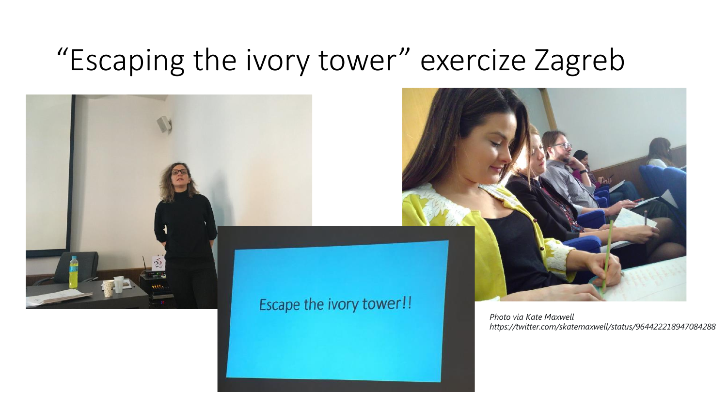# “Escaping the ivory tower” exercize Zagreb

Escape the ivory tower!!

*Photo via Kate Maxwell*
*https://twitter.com/skatemaxwell/status/964422218947084288*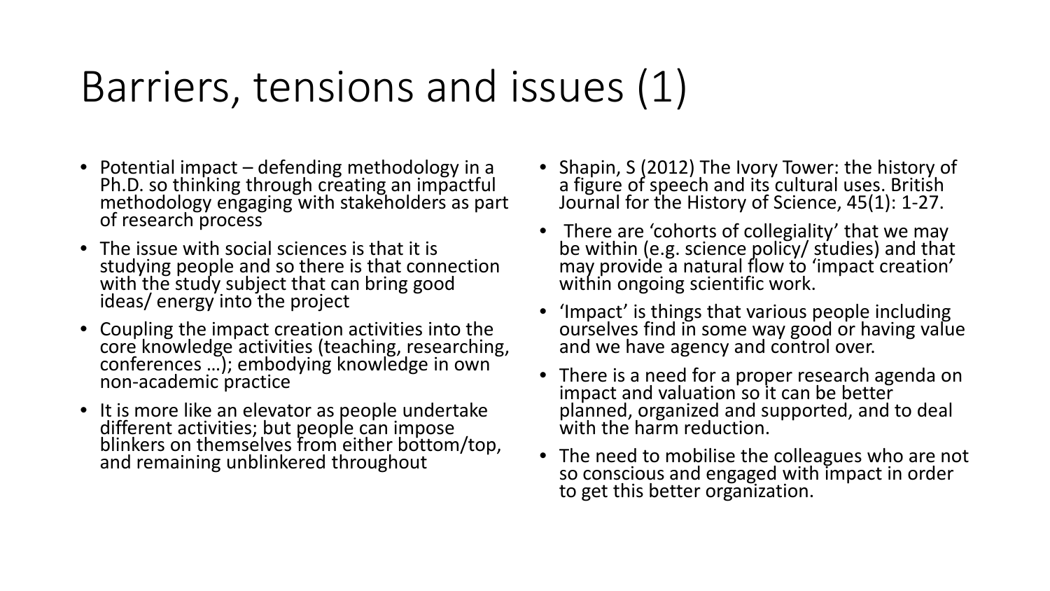# Barriers, tensions and issues (1)

- Potential impact – defending methodology in a Ph.D. so thinking through creating an impactful methodology engaging with stakeholders as part of research process
- The issue with social sciences is that it is studying people and so there is that connection with the study subject that can bring good ideas/ energy into the project
- Coupling the impact creation activities into the core knowledge activities (teaching, researching, conferences …); embodying knowledge in own non-academic practice
- It is more like an elevator as people undertake different activities; but people can impose blinkers on themselves from either bottom/top, and remaining unblinkered throughout
- Shapin, S (2012) The Ivory Tower: the history of a figure of speech and its cultural uses. British Journal for the History of Science, 45(1): 1-27.
- There are 'cohorts of collegiality' that we may be within (e.g. science policy/ studies) and that may provide a natural flow to 'impact creation' within ongoing scientific work.
- 'Impact' is things that various people including ourselves find in some way good or having value and we have agency and control over.
- There is a need for a proper research agenda on impact and valuation so it can be better planned, organized and supported, and to deal with the harm reduction.
- The need to mobilise the colleagues who are not so conscious and engaged with impact in order to get this better organization.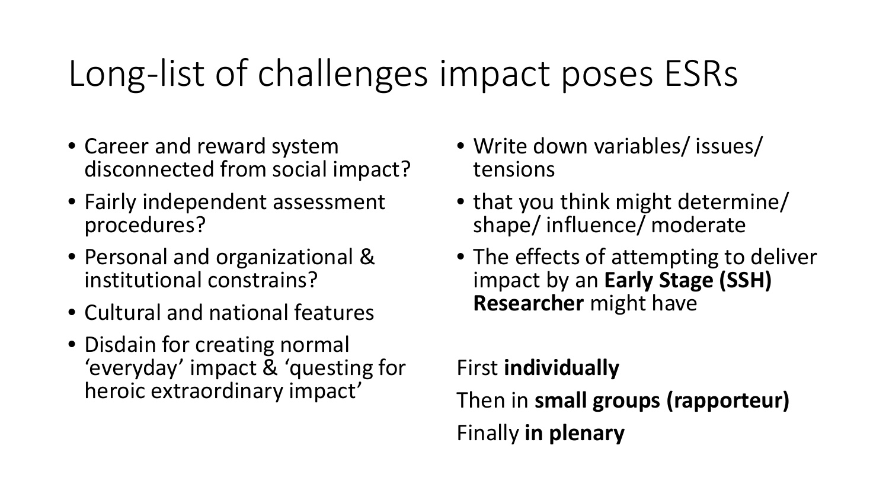# Long-list of challenges impact poses ESRs

- Career and reward system disconnected from social impact?
- Fairly independent assessment procedures?
- Personal and organizational & institutional constrains?
- Cultural and national features
- Disdain for creating normal 'everyday' impact & 'questing for heroic extraordinary impact'

- Write down variables/ issues/ tensions
- that you think might determine/ shape/ influence/ moderate
- The effects of attempting to deliver impact by an **Early Stage (SSH) Researcher** might have

First **individually**

Then in **small groups (rapporteur)**

Finally **in plenary**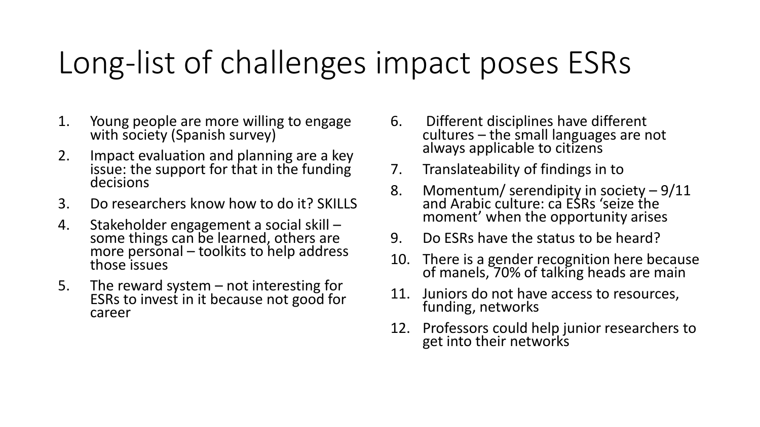# Long-list of challenges impact poses ESRs

1. Young people are more willing to engage with society (Spanish survey)
2. Impact evaluation and planning are a key issue: the support for that in the funding decisions
3. Do researchers know how to do it? SKILLS
4. Stakeholder engagement a social skill – some things can be learned, others are more personal – toolkits to help address those issues
5. The reward system – not interesting for ESRs to invest in it because not good for career
6. Different disciplines have different cultures – the small languages are not always applicable to citizens
7. Translateability of findings in to
8. Momentum/ serendipity in society – 9/11 and Arabic culture: ca ESRs 'seize the moment' when the opportunity arises
9. Do ESRs have the status to be heard?
10. There is a gender recognition here because of manels, 70% of talking heads are main
11. Juniors do not have access to resources, funding, networks
12. Professors could help junior researchers to get into their networks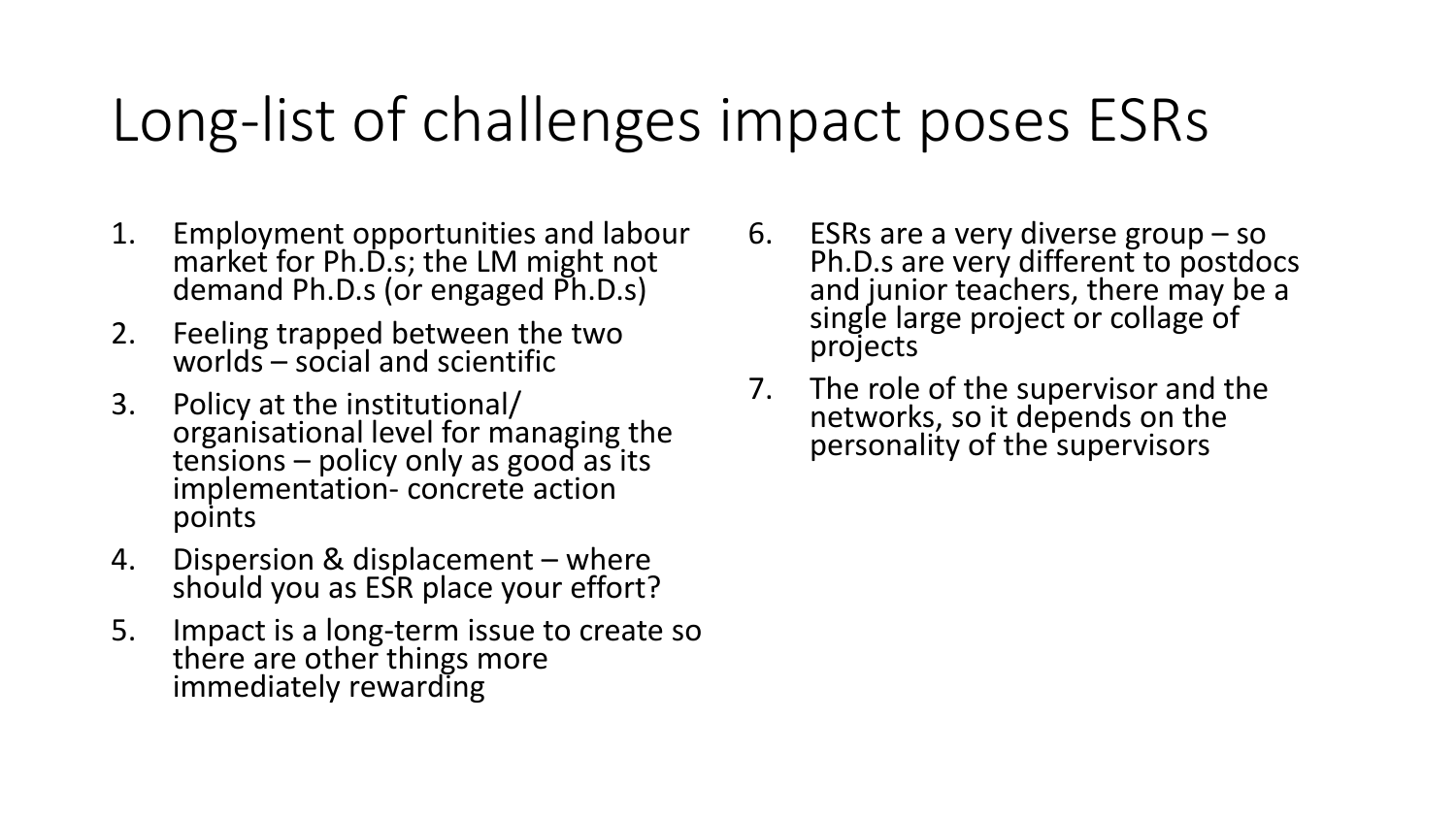# Long-list of challenges impact poses ESRs

1. Employment opportunities and labour market for Ph.D.s; the LM might not demand Ph.D.s (or engaged Ph.D.s)
2. Feeling trapped between the two worlds – social and scientific
3. Policy at the institutional/ organisational level for managing the tensions – policy only as good as its implementation- concrete action points
4. Dispersion & displacement – where should you as ESR place your effort?
5. Impact is a long-term issue to create so there are other things more immediately rewarding
6. ESRs are a very diverse group – so Ph.D.s are very different to postdocs and junior teachers, there may be a single large project or collage of projects
7. The role of the supervisor and the networks, so it depends on the personality of the supervisors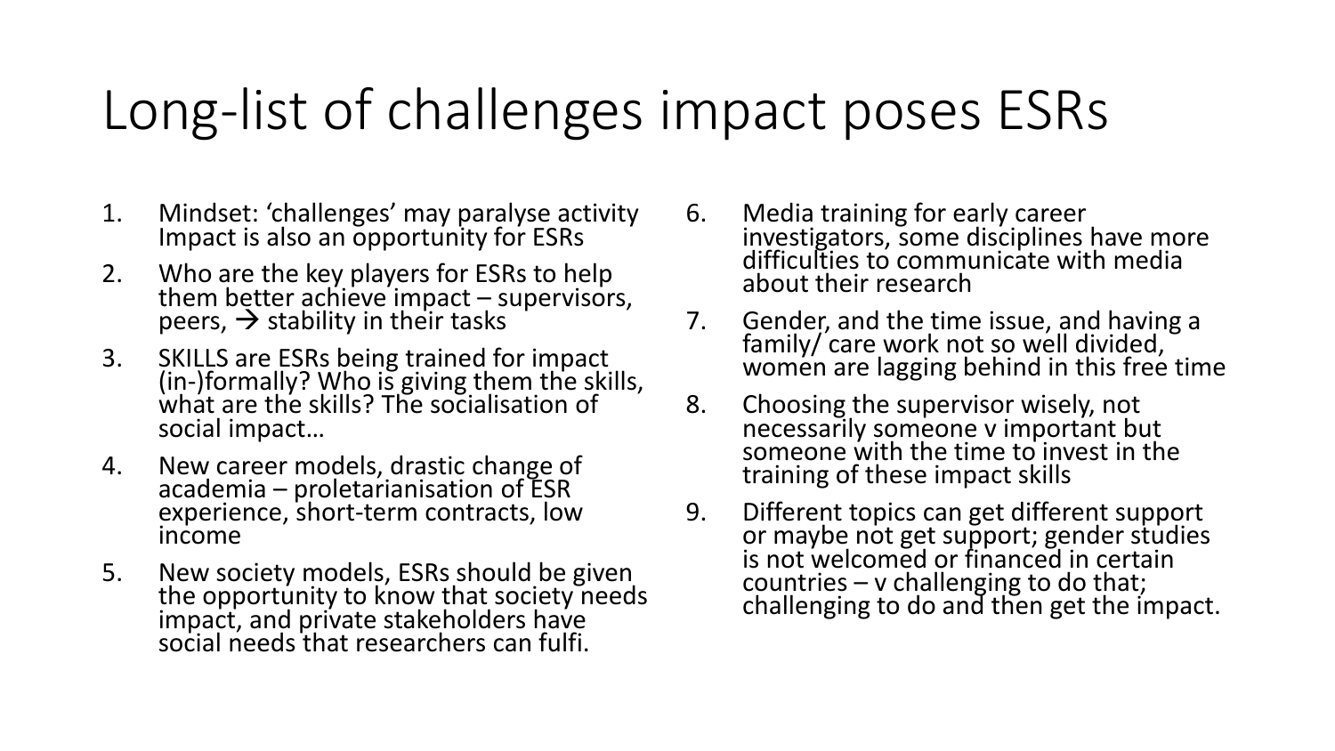# Long-list of challenges impact poses ESRs

1. Mindset: 'challenges' may paralyse activity Impact is also an opportunity for ESRs
2. Who are the key players for ESRs to help them better achieve impact – supervisors, peers, → stability in their tasks
3. SKILLS are ESRs being trained for impact (in-)formally? Who is giving them the skills, what are the skills? The socialisation of social impact…
4. New career models, drastic change of academia – proletarianisation of ESR experience, short-term contracts, low income
5. New society models, ESRs should be given the opportunity to know that society needs impact, and private stakeholders have social needs that researchers can fulfi.
6. Media training for early career investigators, some disciplines have more difficulties to communicate with media about their research
7. Gender, and the time issue, and having a family/ care work not so well divided, women are lagging behind in this free time
8. Choosing the supervisor wisely, not necessarily someone v important but someone with the time to invest in the training of these impact skills
9. Different topics can get different support or maybe not get support; gender studies is not welcomed or financed in certain countries – v challenging to do that; challenging to do and then get the impact.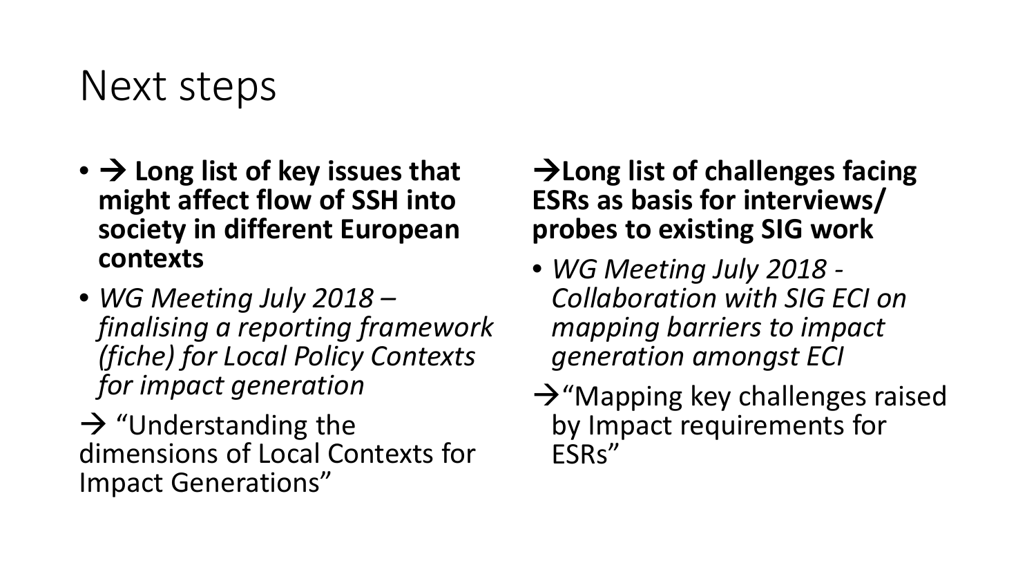# Next steps

- → **Long list of key issues that might affect flow of SSH into society in different European contexts**
- *WG Meeting July 2018 – finalising a reporting framework (fiche) for Local Policy Contexts for impact generation*

→ "Understanding the dimensions of Local Contexts for Impact Generations"

→**Long list of challenges facing ESRs as basis for interviews/ probes to existing SIG work**

- *WG Meeting July 2018 - Collaboration with SIG ECI on mapping barriers to impact generation amongst ECI*

→"Mapping key challenges raised by Impact requirements for ESRs"